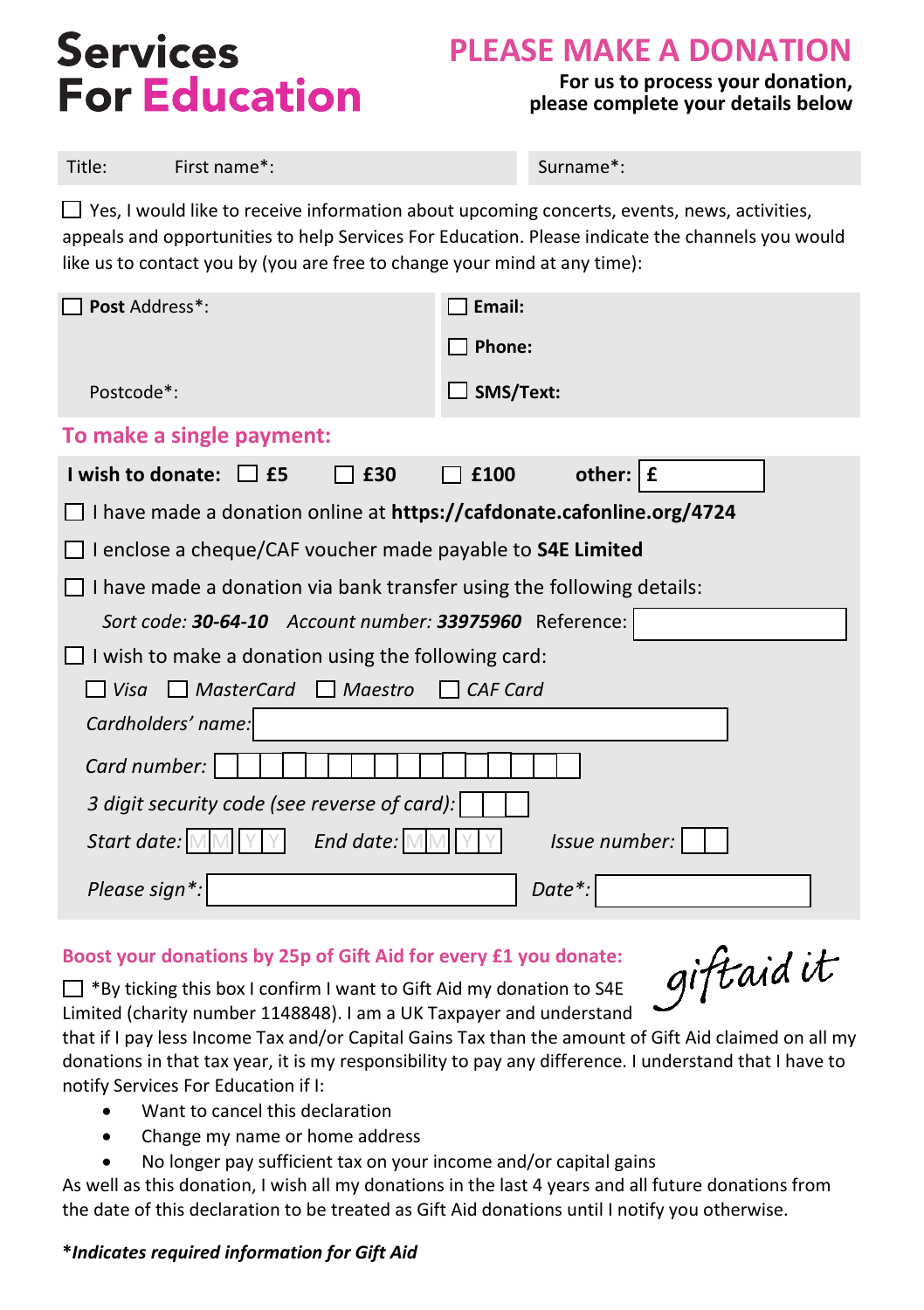# Services For Education

## PLEASE MAKE A DONATION

**For us to process your donation, please complete your details below**

| Title: First name*: | Surname*: |
| --- | --- |

☐ Yes, I would like to receive information about upcoming concerts, events, news, activities, appeals and opportunities to help Services For Education. Please indicate the channels you would like us to contact you by (you are free to change your mind at any time):

| ☐ **Post** Address*: | ☐ **Email:** |
| --- | --- |
| | ☐ **Phone:** |
| Postcode*: | ☐ **SMS/Text:** |

### To make a single payment:

**I wish to donate:** ☐ **£5** ☐ **£30** ☐ **£100** **other: £**

☐ I have made a donation online at **https://cafdonate.cafonline.org/4724**

☐ I enclose a cheque/CAF voucher made payable to **S4E Limited**

☐ I have made a donation via bank transfer using the following details:

*Sort code:* ***30-64-10*** *Account number:* ***33975960*** Reference:

☐ I wish to make a donation using the following card:

☐ *Visa* ☐ *MasterCard* ☐ *Maestro* ☐ *CAF Card*

*Cardholders' name:*

*Card number:*

*3 digit security code (see reverse of card):*

*Start date:* MM YY *End date:* MM YY *Issue number:*

*Please sign\*:* *Date\*:*

### Boost your donations by 25p of Gift Aid for every £1 you donate:

giftaid it

☐ *By ticking this box I confirm I want to Gift Aid my donation to S4E Limited (charity number 1148848). I am a UK Taxpayer and understand that if I pay less Income Tax and/or Capital Gains Tax than the amount of Gift Aid claimed on all my donations in that tax year, it is my responsibility to pay any difference. I understand that I have to notify Services For Education if I:

- Want to cancel this declaration
- Change my name or home address
- No longer pay sufficient tax on your income and/or capital gains

As well as this donation, I wish all my donations in the last 4 years and all future donations from the date of this declaration to be treated as Gift Aid donations until I notify you otherwise.

***Indicates required information for Gift Aid***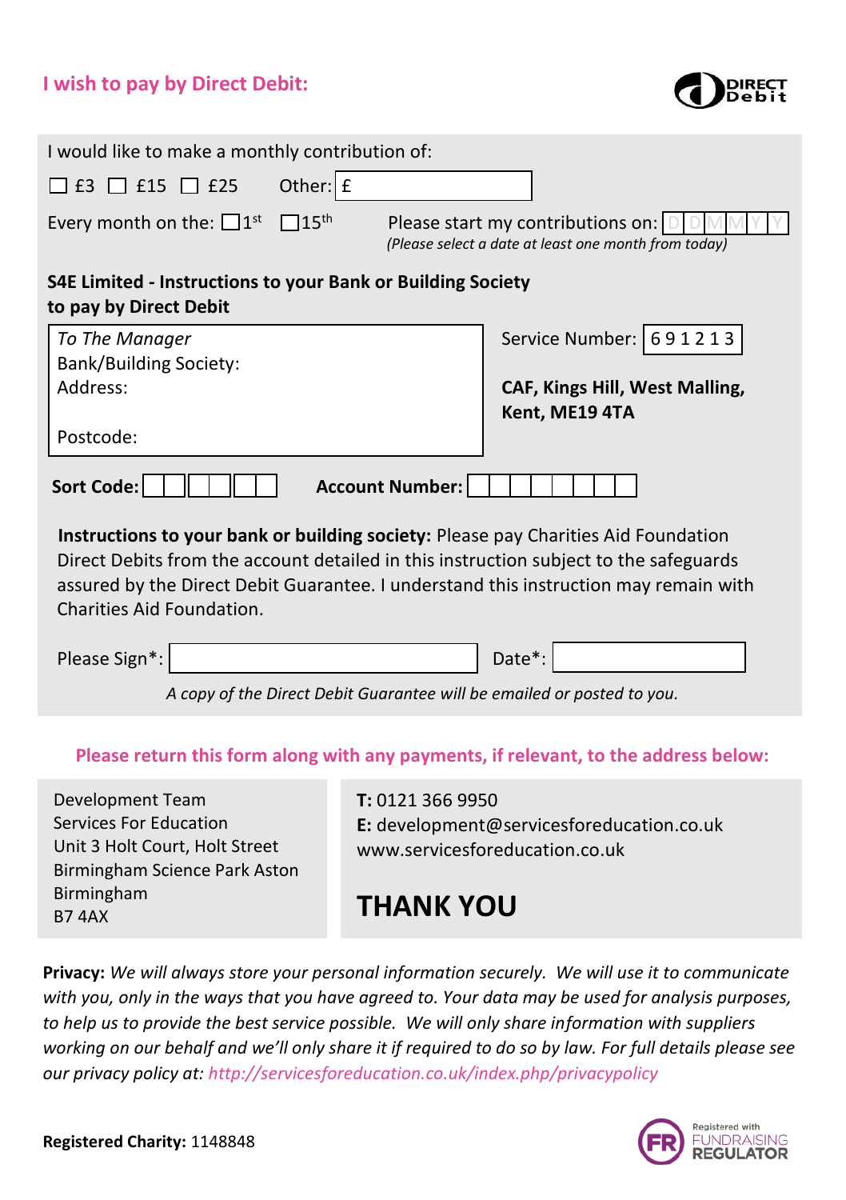## I wish to pay by Direct Debit:

DIRECT Debit

I would like to make a monthly contribution of:

☐ £3 ☐ £15 ☐ £25 Other: £

Every month on the: ☐1st ☐15th

Please start my contributions on: D D M M Y Y

*(Please select a date at least one month from today)*

**S4E Limited - Instructions to your Bank or Building Society to pay by Direct Debit**

*To The Manager*
Bank/Building Society:
Address:

Postcode:

Service Number: 6 9 1 2 1 3

**CAF, Kings Hill, West Malling, Kent, ME19 4TA**

**Sort Code:** **Account Number:**

**Instructions to your bank or building society:** Please pay Charities Aid Foundation Direct Debits from the account detailed in this instruction subject to the safeguards assured by the Direct Debit Guarantee. I understand this instruction may remain with Charities Aid Foundation.

Please Sign*: Date*:

*A copy of the Direct Debit Guarantee will be emailed or posted to you.*

**Please return this form along with any payments, if relevant, to the address below:**

Development Team
Services For Education
Unit 3 Holt Court, Holt Street
Birmingham Science Park Aston
Birmingham
B7 4AX

**T:** 0121 366 9950
**E:** development@servicesforeducation.co.uk
www.servicesforeducation.co.uk

**THANK YOU**

**Privacy:** *We will always store your personal information securely. We will use it to communicate with you, only in the ways that you have agreed to. Your data may be used for analysis purposes, to help us to provide the best service possible. We will only share information with suppliers working on our behalf and we'll only share it if required to do so by law. For full details please see our privacy policy at: http://servicesforeducation.co.uk/index.php/privacypolicy*

**Registered Charity:** 1148848

Registered with FUNDRAISING REGULATOR